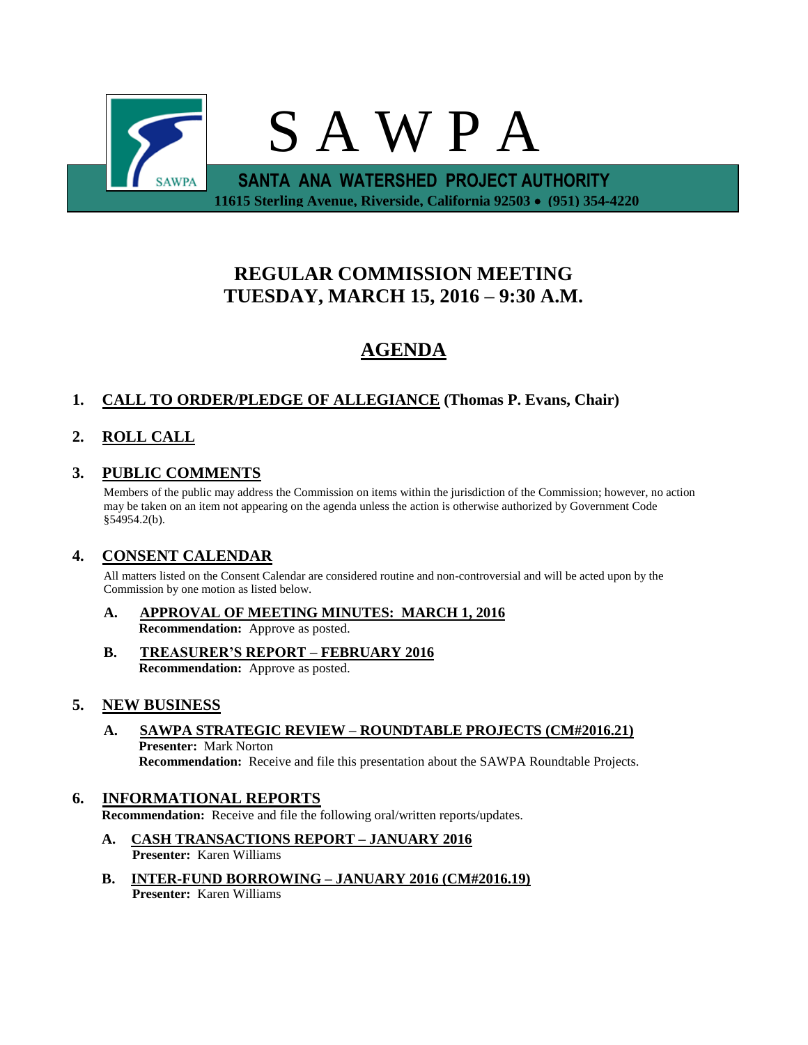# S A W P A

**SANTA ANA WATERSHED PROJECT AUTHORITY**

**11615 Sterling Avenue, Riverside, California 92503 • (951) 354-4220**

## REGULAR COMMISSION MEETING
## TUESDAY, MARCH 15, 2016 – 9:30 A.M.

## AGENDA

### 1. CALL TO ORDER/PLEDGE OF ALLEGIANCE (Thomas P. Evans, Chair)

### 2. ROLL CALL

### 3. PUBLIC COMMENTS

Members of the public may address the Commission on items within the jurisdiction of the Commission; however, no action may be taken on an item not appearing on the agenda unless the action is otherwise authorized by Government Code §54954.2(b).

### 4. CONSENT CALENDAR

All matters listed on the Consent Calendar are considered routine and non-controversial and will be acted upon by the Commission by one motion as listed below.

**A. APPROVAL OF MEETING MINUTES: MARCH 1, 2016**
**Recommendation:** Approve as posted.

**B. TREASURER'S REPORT – FEBRUARY 2016**
**Recommendation:** Approve as posted.

### 5. NEW BUSINESS

**A. SAWPA STRATEGIC REVIEW – ROUNDTABLE PROJECTS (CM#2016.21)**
**Presenter:** Mark Norton
**Recommendation:** Receive and file this presentation about the SAWPA Roundtable Projects.

### 6. INFORMATIONAL REPORTS

**Recommendation:** Receive and file the following oral/written reports/updates.

**A. CASH TRANSACTIONS REPORT – JANUARY 2016**
**Presenter:** Karen Williams

**B. INTER-FUND BORROWING – JANUARY 2016 (CM#2016.19)**
**Presenter:** Karen Williams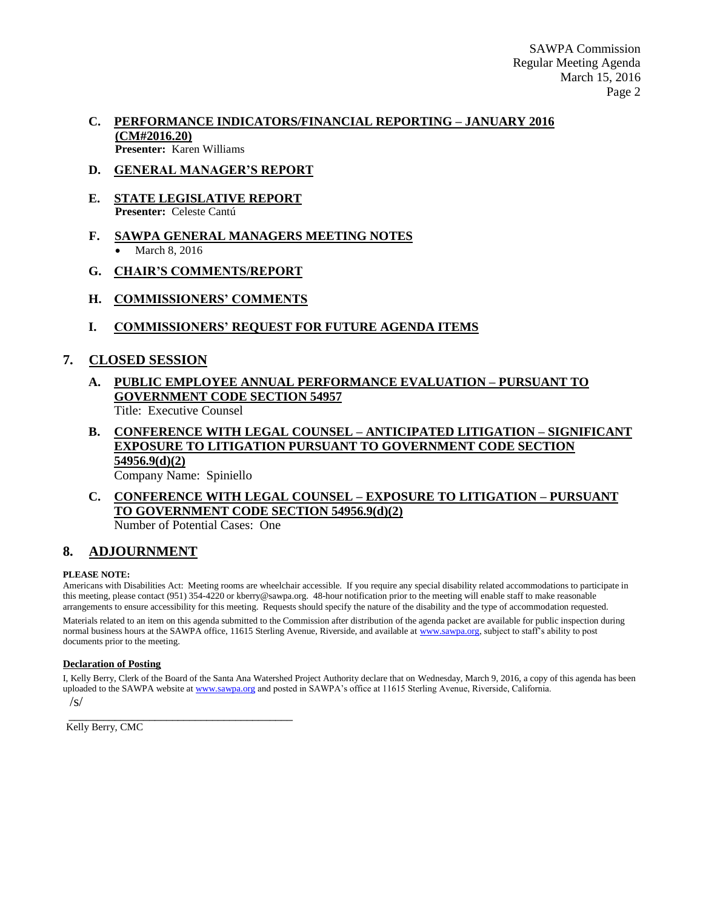**C. PERFORMANCE INDICATORS/FINANCIAL REPORTING – JANUARY 2016 (CM#2016.20)**
**Presenter:** Karen Williams

**D. GENERAL MANAGER'S REPORT**

**E. STATE LEGISLATIVE REPORT**
**Presenter:** Celeste Cantú

**F. SAWPA GENERAL MANAGERS MEETING NOTES**

- March 8, 2016

**G. CHAIR'S COMMENTS/REPORT**

**H. COMMISSIONERS' COMMENTS**

**I. COMMISSIONERS' REQUEST FOR FUTURE AGENDA ITEMS**

## 7. CLOSED SESSION

**A. PUBLIC EMPLOYEE ANNUAL PERFORMANCE EVALUATION – PURSUANT TO GOVERNMENT CODE SECTION 54957**
Title: Executive Counsel

**B. CONFERENCE WITH LEGAL COUNSEL – ANTICIPATED LITIGATION – SIGNIFICANT EXPOSURE TO LITIGATION PURSUANT TO GOVERNMENT CODE SECTION 54956.9(d)(2)**
Company Name: Spiniello

**C. CONFERENCE WITH LEGAL COUNSEL – EXPOSURE TO LITIGATION – PURSUANT TO GOVERNMENT CODE SECTION 54956.9(d)(2)**
Number of Potential Cases: One

## 8. ADJOURNMENT

**PLEASE NOTE:**
Americans with Disabilities Act: Meeting rooms are wheelchair accessible. If you require any special disability related accommodations to participate in this meeting, please contact (951) 354-4220 or kberry@sawpa.org. 48-hour notification prior to the meeting will enable staff to make reasonable arrangements to ensure accessibility for this meeting. Requests should specify the nature of the disability and the type of accommodation requested.

Materials related to an item on this agenda submitted to the Commission after distribution of the agenda packet are available for public inspection during normal business hours at the SAWPA office, 11615 Sterling Avenue, Riverside, and available at www.sawpa.org, subject to staff's ability to post documents prior to the meeting.

**Declaration of Posting**

I, Kelly Berry, Clerk of the Board of the Santa Ana Watershed Project Authority declare that on Wednesday, March 9, 2016, a copy of this agenda has been uploaded to the SAWPA website at www.sawpa.org and posted in SAWPA's office at 11615 Sterling Avenue, Riverside, California.

/s/
_______________________________________
Kelly Berry, CMC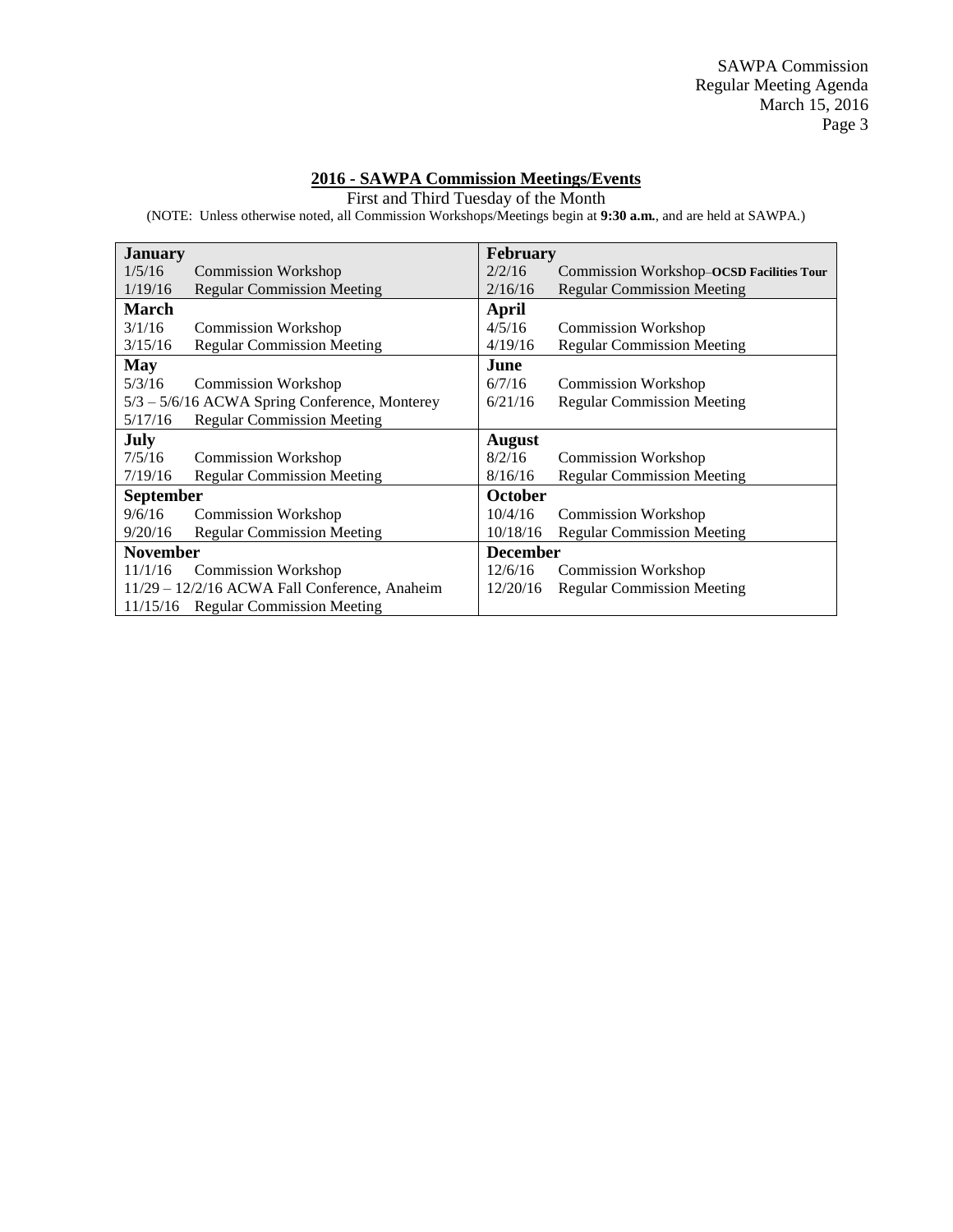## 2016 - SAWPA Commission Meetings/Events

First and Third Tuesday of the Month

(NOTE: Unless otherwise noted, all Commission Workshops/Meetings begin at **9:30 a.m.**, and are held at SAWPA.)

| | | | |
|---|---|---|---|
| **January** | | **February** | |
| 1/5/16 | Commission Workshop | 2/2/16 | Commission Workshop–**OCSD Facilities Tour** |
| 1/19/16 | Regular Commission Meeting | 2/16/16 | Regular Commission Meeting |
| **March** | | **April** | |
| 3/1/16 | Commission Workshop | 4/5/16 | Commission Workshop |
| 3/15/16 | Regular Commission Meeting | 4/19/16 | Regular Commission Meeting |
| **May** | | **June** | |
| 5/3/16 | Commission Workshop | 6/7/16 | Commission Workshop |
| 5/3 – 5/6/16 | ACWA Spring Conference, Monterey | 6/21/16 | Regular Commission Meeting |
| 5/17/16 | Regular Commission Meeting | | |
| **July** | | **August** | |
| 7/5/16 | Commission Workshop | 8/2/16 | Commission Workshop |
| 7/19/16 | Regular Commission Meeting | 8/16/16 | Regular Commission Meeting |
| **September** | | **October** | |
| 9/6/16 | Commission Workshop | 10/4/16 | Commission Workshop |
| 9/20/16 | Regular Commission Meeting | 10/18/16 | Regular Commission Meeting |
| **November** | | **December** | |
| 11/1/16 | Commission Workshop | 12/6/16 | Commission Workshop |
| 11/29 – 12/2/16 | ACWA Fall Conference, Anaheim | 12/20/16 | Regular Commission Meeting |
| 11/15/16 | Regular Commission Meeting | | |